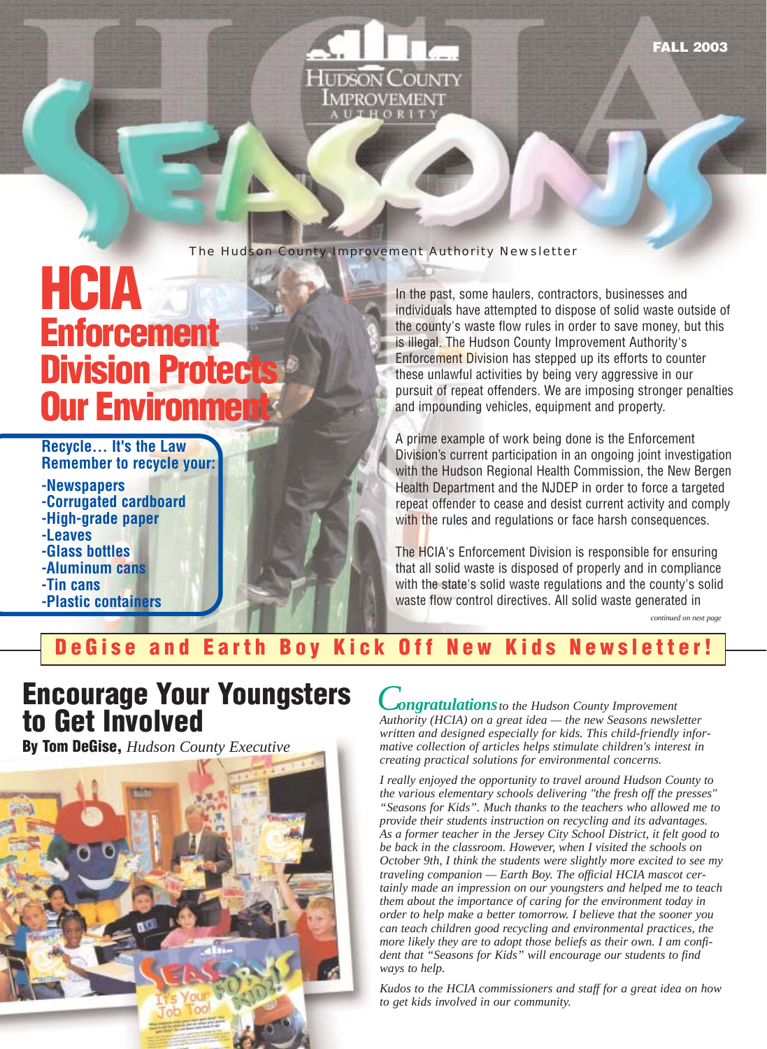FALL 2003

Hudson County Improvement Authority

# SEASONS

The Hudson County Improvement Authority Newsletter

# HCIA Enforcement Division Protects Our Environment

**Recycle… It's the Law**
**Remember to recycle your:**

- Newspapers
- Corrugated cardboard
- High-grade paper
- Leaves
- Glass bottles
- Aluminum cans
- Tin cans
- Plastic containers

In the past, some haulers, contractors, businesses and individuals have attempted to dispose of solid waste outside of the county's waste flow rules in order to save money, but this is illegal. The Hudson County Improvement Authority's Enforcement Division has stepped up its efforts to counter these unlawful activities by being very aggressive in our pursuit of repeat offenders. We are imposing stronger penalties and impounding vehicles, equipment and property.

A prime example of work being done is the Enforcement Division's current participation in an ongoing joint investigation with the Hudson Regional Health Commission, the New Bergen Health Department and the NJDEP in order to force a targeted repeat offender to cease and desist current activity and comply with the rules and regulations or face harsh consequences.

The HCIA's Enforcement Division is responsible for ensuring that all solid waste is disposed of properly and in compliance with the state's solid waste regulations and the county's solid waste flow control directives. All solid waste generated in

*continued on next page*

## DeGise and Earth Boy Kick Off New Kids Newsletter!

# Encourage Your Youngsters to Get Involved

**By Tom DeGise,** *Hudson County Executive*

*Congratulations to the Hudson County Improvement Authority (HCIA) on a great idea — the new Seasons newsletter written and designed especially for kids. This child-friendly informative collection of articles helps stimulate children's interest in creating practical solutions for environmental concerns.*

*I really enjoyed the opportunity to travel around Hudson County to the various elementary schools delivering "the fresh off the presses" "Seasons for Kids". Much thanks to the teachers who allowed me to provide their students instruction on recycling and its advantages. As a former teacher in the Jersey City School District, it felt good to be back in the classroom. However, when I visited the schools on October 9th, I think the students were slightly more excited to see my traveling companion — Earth Boy. The official HCIA mascot certainly made an impression on our youngsters and helped me to teach them about the importance of caring for the environment today in order to help make a better tomorrow. I believe that the sooner you can teach children good recycling and environmental practices, the more likely they are to adopt those beliefs as their own. I am confident that "Seasons for Kids" will encourage our students to find ways to help.*

*Kudos to the HCIA commissioners and staff for a great idea on how to get kids involved in our community.*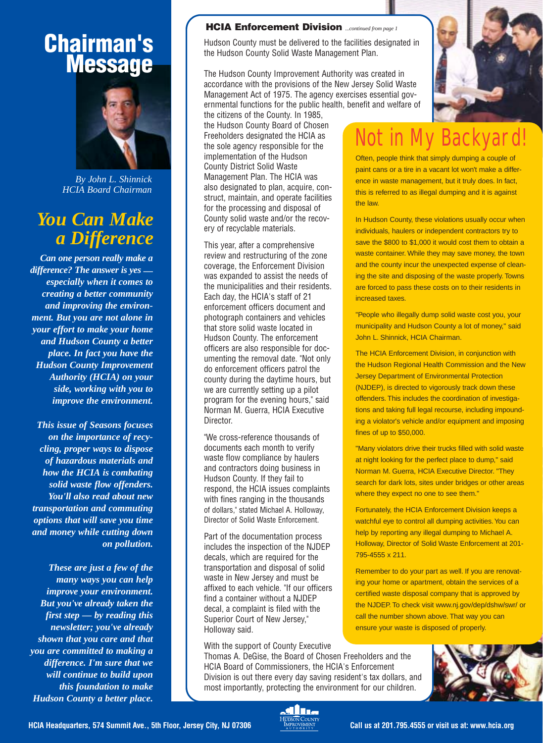# Chairman's Message

*By John L. Shinnick*
*HCIA Board Chairman*

## *You Can Make a Difference*

***Can one person really make a difference? The answer is yes — especially when it comes to creating a better community and improving the environment. But you are not alone in your effort to make your home and Hudson County a better place. In fact you have the Hudson County Improvement Authority (HCIA) on your side, working with you to improve the environment.***

***This issue of Seasons focuses on the importance of recycling, proper ways to dispose of hazardous materials and how the HCIA is combating solid waste flow offenders. You'll also read about new transportation and commuting options that will save you time and money while cutting down on pollution.***

***These are just a few of the many ways you can help improve your environment. But you've already taken the first step — by reading this newsletter; you've already shown that you care and that you are committed to making a difference. I'm sure that we will continue to build upon this foundation to make Hudson County a better place.***

## HCIA Enforcement Division *...continued from page 1*

Hudson County must be delivered to the facilities designated in the Hudson County Solid Waste Management Plan.

The Hudson County Improvement Authority was created in accordance with the provisions of the New Jersey Solid Waste Management Act of 1975. The agency exercises essential governmental functions for the public health, benefit and welfare of the citizens of the County. In 1985, the Hudson County Board of Chosen Freeholders designated the HCIA as the sole agency responsible for the implementation of the Hudson County District Solid Waste Management Plan. The HCIA was also designated to plan, acquire, construct, maintain, and operate facilities for the processing and disposal of County solid waste and/or the recovery of recyclable materials.

This year, after a comprehensive review and restructuring of the zone coverage, the Enforcement Division was expanded to assist the needs of the municipalities and their residents. Each day, the HCIA's staff of 21 enforcement officers document and photograph containers and vehicles that store solid waste located in Hudson County. The enforcement officers are also responsible for documenting the removal date. "Not only do enforcement officers patrol the county during the daytime hours, but we are currently setting up a pilot program for the evening hours," said Norman M. Guerra, HCIA Executive Director.

"We cross-reference thousands of documents each month to verify waste flow compliance by haulers and contractors doing business in Hudson County. If they fail to respond, the HCIA issues complaints with fines ranging in the thousands of dollars," stated Michael A. Holloway, Director of Solid Waste Enforcement.

Part of the documentation process includes the inspection of the NJDEP decals, which are required for the transportation and disposal of solid waste in New Jersey and must be affixed to each vehicle. "If our officers find a container without a NJDEP decal, a complaint is filed with the Superior Court of New Jersey," Holloway said.

With the support of County Executive Thomas A. DeGise, the Board of Chosen Freeholders and the HCIA Board of Commissioners, the HCIA's Enforcement Division is out there every day saving resident's tax dollars, and most importantly, protecting the environment for our children.

## Not in My Backyard!

Often, people think that simply dumping a couple of paint cans or a tire in a vacant lot won't make a difference in waste management, but it truly does. In fact, this is referred to as illegal dumping and it is against the law.

In Hudson County, these violations usually occur when individuals, haulers or independent contractors try to save the $800 to $1,000 it would cost them to obtain a waste container. While they may save money, the town and the county incur the unexpected expense of cleaning the site and disposing of the waste properly. Towns are forced to pass these costs on to their residents in increased taxes.

"People who illegally dump solid waste cost you, your municipality and Hudson County a lot of money," said John L. Shinnick, HCIA Chairman.

The HCIA Enforcement Division, in conjunction with the Hudson Regional Health Commission and the New Jersey Department of Environmental Protection (NJDEP), is directed to vigorously track down these offenders. This includes the coordination of investigations and taking full legal recourse, including impounding a violator's vehicle and/or equipment and imposing fines of up to $50,000.

"Many violators drive their trucks filled with solid waste at night looking for the perfect place to dump," said Norman M. Guerra, HCIA Executive Director. "They search for dark lots, sites under bridges or other areas where they expect no one to see them."

Fortunately, the HCIA Enforcement Division keeps a watchful eye to control all dumping activities. You can help by reporting any illegal dumping to Michael A. Holloway, Director of Solid Waste Enforcement at 201-795-4555 x 211.

Remember to do your part as well. If you are renovating your home or apartment, obtain the services of a certified waste disposal company that is approved by the NJDEP. To check visit www.nj.gov/dep/dshw/swr/ or call the number shown above. That way you can ensure your waste is disposed of properly.

HCIA Headquarters, 574 Summit Ave., 5th Floor, Jersey City, NJ 07306 — Call us at 201.795.4555 or visit us at: www.hcia.org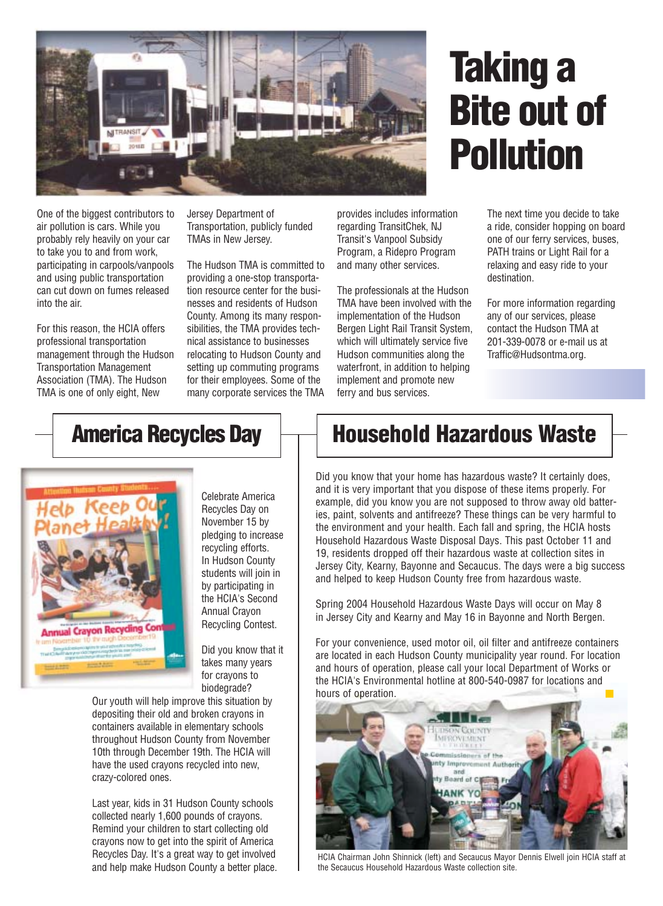# Taking a Bite out of Pollution

One of the biggest contributors to air pollution is cars. While you probably rely heavily on your car to take you to and from work, participating in carpools/vanpools and using public transportation can cut down on fumes released into the air.

For this reason, the HCIA offers professional transportation management through the Hudson Transportation Management Association (TMA). The Hudson TMA is one of only eight, New Jersey Department of Transportation, publicly funded TMAs in New Jersey.

The Hudson TMA is committed to providing a one-stop transportation resource center for the businesses and residents of Hudson County. Among its many responsibilities, the TMA provides technical assistance to businesses relocating to Hudson County and setting up commuting programs for their employees. Some of the many corporate services the TMA provides includes information regarding TransitChek, NJ Transit's Vanpool Subsidy Program, a Ridepro Program and many other services.

The professionals at the Hudson TMA have been involved with the implementation of the Hudson Bergen Light Rail Transit System, which will ultimately service five Hudson communities along the waterfront, in addition to helping implement and promote new ferry and bus services.

The next time you decide to take a ride, consider hopping on board one of our ferry services, buses, PATH trains or Light Rail for a relaxing and easy ride to your destination.

For more information regarding any of our services, please contact the Hudson TMA at 201-339-0078 or e-mail us at Traffic@Hudsontma.org.

## America Recycles Day

Celebrate America Recycles Day on November 15 by pledging to increase recycling efforts. In Hudson County students will join in by participating in the HCIA's Second Annual Crayon Recycling Contest.

Did you know that it takes many years for crayons to biodegrade? Our youth will help improve this situation by depositing their old and broken crayons in containers available in elementary schools throughout Hudson County from November 10th through December 19th. The HCIA will have the used crayons recycled into new, crazy-colored ones.

Last year, kids in 31 Hudson County schools collected nearly 1,600 pounds of crayons. Remind your children to start collecting old crayons now to get into the spirit of America Recycles Day. It's a great way to get involved and help make Hudson County a better place.

## Household Hazardous Waste

Did you know that your home has hazardous waste? It certainly does, and it is very important that you dispose of these items properly. For example, did you know you are not supposed to throw away old batteries, paint, solvents and antifreeze? These things can be very harmful to the environment and your health. Each fall and spring, the HCIA hosts Household Hazardous Waste Disposal Days. This past October 11 and 19, residents dropped off their hazardous waste at collection sites in Jersey City, Kearny, Bayonne and Secaucus. The days were a big success and helped to keep Hudson County free from hazardous waste.

Spring 2004 Household Hazardous Waste Days will occur on May 8 in Jersey City and Kearny and May 16 in Bayonne and North Bergen.

For your convenience, used motor oil, oil filter and antifreeze containers are located in each Hudson County municipality year round. For location and hours of operation, please call your local Department of Works or the HCIA's Environmental hotline at 800-540-0987 for locations and hours of operation.

HCIA Chairman John Shinnick (left) and Secaucus Mayor Dennis Elwell join HCIA staff at the Secaucus Household Hazardous Waste collection site.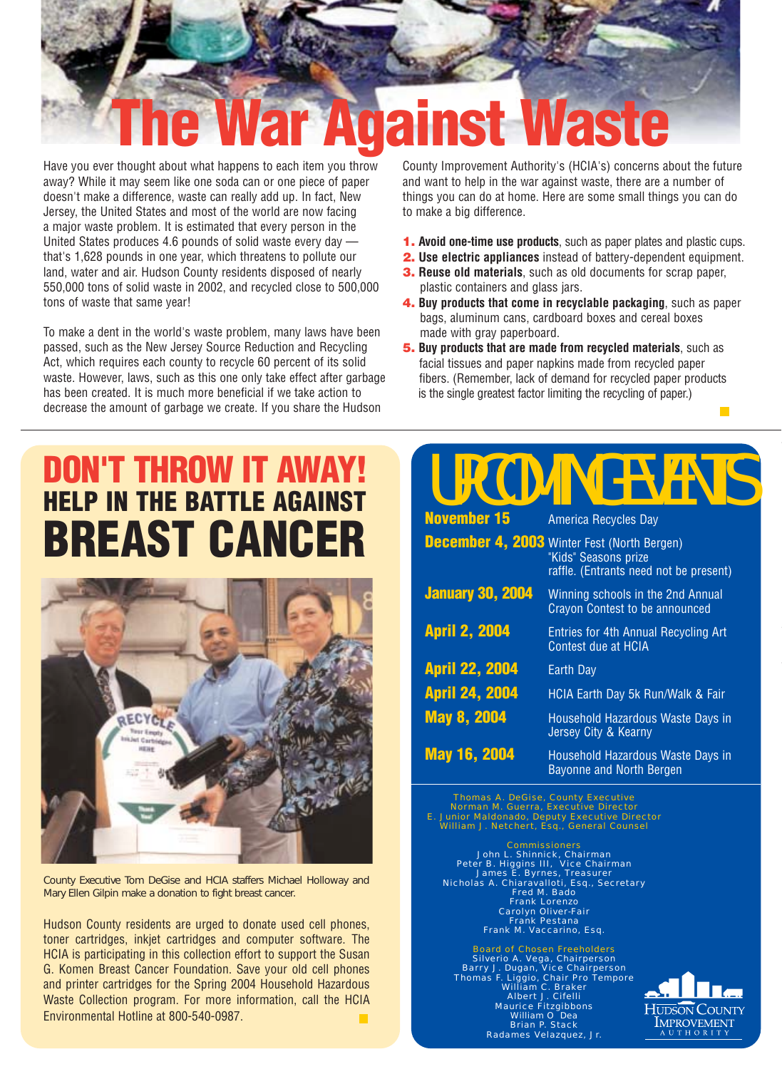# The War Against Waste

Have you ever thought about what happens to each item you throw away? While it may seem like one soda can or one piece of paper doesn't make a difference, waste can really add up. In fact, New Jersey, the United States and most of the world are now facing a major waste problem. It is estimated that every person in the United States produces 4.6 pounds of solid waste every day — that's 1,628 pounds in one year, which threatens to pollute our land, water and air. Hudson County residents disposed of nearly 550,000 tons of solid waste in 2002, and recycled close to 500,000 tons of waste that same year!

To make a dent in the world's waste problem, many laws have been passed, such as the New Jersey Source Reduction and Recycling Act, which requires each county to recycle 60 percent of its solid waste. However, laws, such as this one only take effect after garbage has been created. It is much more beneficial if we take action to decrease the amount of garbage we create. If you share the Hudson County Improvement Authority's (HCIA's) concerns about the future and want to help in the war against waste, there are a number of things you can do at home. Here are some small things you can do to make a big difference.

1. **Avoid one-time use products**, such as paper plates and plastic cups.
2. **Use electric appliances** instead of battery-dependent equipment.
3. **Reuse old materials**, such as old documents for scrap paper, plastic containers and glass jars.
4. **Buy products that come in recyclable packaging**, such as paper bags, aluminum cans, cardboard boxes and cereal boxes made with gray paperboard.
5. **Buy products that are made from recycled materials**, such as facial tissues and paper napkins made from recycled paper fibers. (Remember, lack of demand for recycled paper products is the single greatest factor limiting the recycling of paper.)

# DON'T THROW IT AWAY!

## HELP IN THE BATTLE AGAINST BREAST CANCER

County Executive Tom DeGise and HCIA staffers Michael Holloway and Mary Ellen Gilpin make a donation to fight breast cancer.

Hudson County residents are urged to donate used cell phones, toner cartridges, inkjet cartridges and computer software. The HCIA is participating in this collection effort to support the Susan G. Komen Breast Cancer Foundation. Save your old cell phones and printer cartridges for the Spring 2004 Household Hazardous Waste Collection program. For more information, call the HCIA Environmental Hotline at 800-540-0987.

# UPCOMING EVENTS

| | |
|---|---|
| **November 15** | America Recycles Day |
| **December 4, 2003** | Winter Fest (North Bergen) "Kids" Seasons prize raffle. (Entrants need not be present) |
| **January 30, 2004** | Winning schools in the 2nd Annual Crayon Contest to be announced |
| **April 2, 2004** | Entries for 4th Annual Recycling Art Contest due at HCIA |
| **April 22, 2004** | Earth Day |
| **April 24, 2004** | HCIA Earth Day 5k Run/Walk & Fair |
| **May 8, 2004** | Household Hazardous Waste Days in Jersey City & Kearny |
| **May 16, 2004** | Household Hazardous Waste Days in Bayonne and North Bergen |

Thomas A. DeGise, County Executive
Norman M. Guerra, Executive Director
E. Junior Maldonado, Deputy Executive Director
William J. Netchert, Esq., General Counsel

Commissioners
John L. Shinnick, Chairman
Peter B. Higgins III, Vice Chairman
James E. Byrnes, Treasurer
Nicholas A. Chiaravalloti, Esq., Secretary
Fred M. Bado
Frank Lorenzo
Carolyn Oliver-Fair
Frank Pestana
Frank M. Vaccarino, Esq.

Board of Chosen Freeholders
Silverio A. Vega, Chairperson
Barry J. Dugan, Vice Chairperson
Thomas F. Liggio, Chair Pro Tempore
William C. Braker
Albert J. Cifelli
Maurice Fitzgibbons
William O Dea
Brian P. Stack
Radames Velazquez, Jr.

Hudson County Improvement Authority